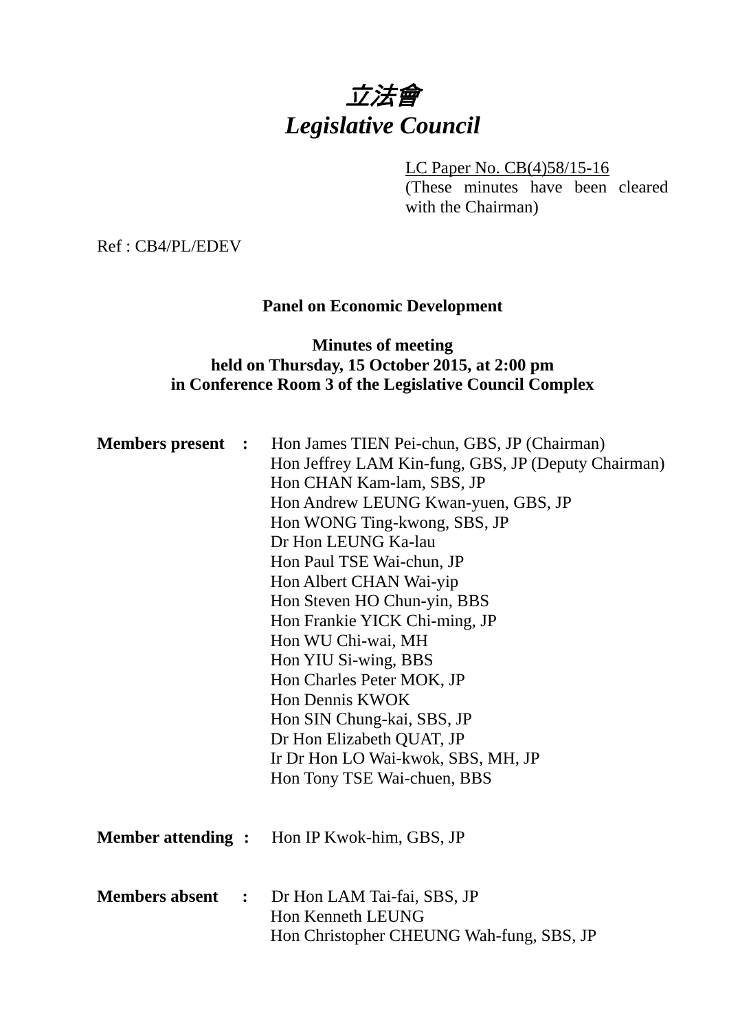# *立法會*
# *Legislative Council*

LC Paper No. CB(4)58/15-16
(These minutes have been cleared with the Chairman)

Ref : CB4/PL/EDEV

**Panel on Economic Development**

**Minutes of meeting**
**held on Thursday, 15 October 2015, at 2:00 pm**
**in Conference Room 3 of the Legislative Council Complex**

**Members present :** Hon James TIEN Pei-chun, GBS, JP (Chairman)
Hon Jeffrey LAM Kin-fung, GBS, JP (Deputy Chairman)
Hon CHAN Kam-lam, SBS, JP
Hon Andrew LEUNG Kwan-yuen, GBS, JP
Hon WONG Ting-kwong, SBS, JP
Dr Hon LEUNG Ka-lau
Hon Paul TSE Wai-chun, JP
Hon Albert CHAN Wai-yip
Hon Steven HO Chun-yin, BBS
Hon Frankie YICK Chi-ming, JP
Hon WU Chi-wai, MH
Hon YIU Si-wing, BBS
Hon Charles Peter MOK, JP
Hon Dennis KWOK
Hon SIN Chung-kai, SBS, JP
Dr Hon Elizabeth QUAT, JP
Ir Dr Hon LO Wai-kwok, SBS, MH, JP
Hon Tony TSE Wai-chuen, BBS

**Member attending :** Hon IP Kwok-him, GBS, JP

**Members absent :** Dr Hon LAM Tai-fai, SBS, JP
Hon Kenneth LEUNG
Hon Christopher CHEUNG Wah-fung, SBS, JP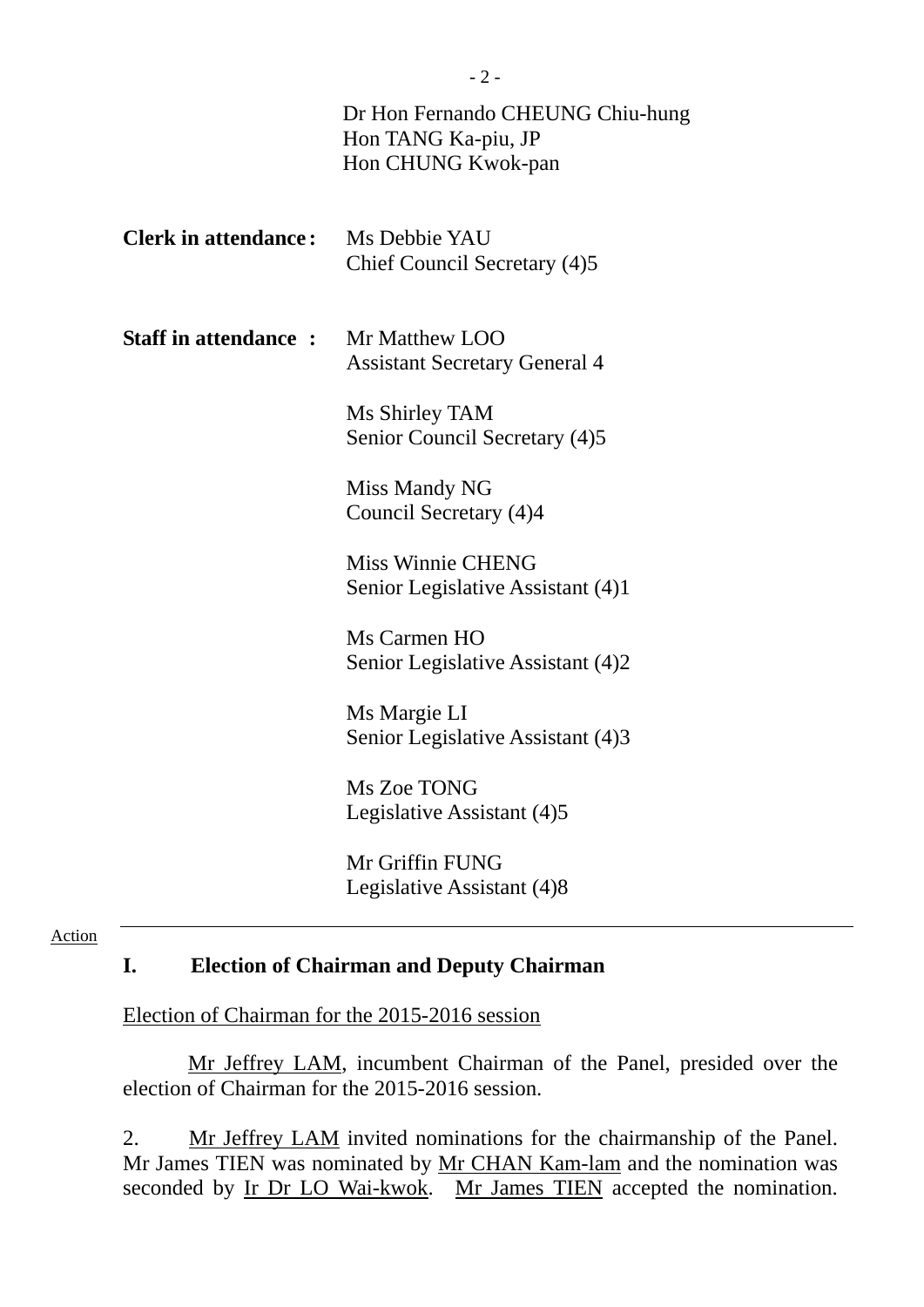Dr Hon Fernando CHEUNG Chiu-hung
Hon TANG Ka-piu, JP
Hon CHUNG Kwok-pan

**Clerk in attendance:** Ms Debbie YAU
Chief Council Secretary (4)5

**Staff in attendance :** Mr Matthew LOO
Assistant Secretary General 4

Ms Shirley TAM
Senior Council Secretary (4)5

Miss Mandy NG
Council Secretary (4)4

Miss Winnie CHENG
Senior Legislative Assistant (4)1

Ms Carmen HO
Senior Legislative Assistant (4)2

Ms Margie LI
Senior Legislative Assistant (4)3

Ms Zoe TONG
Legislative Assistant (4)5

Mr Griffin FUNG
Legislative Assistant (4)8

---

Action

## I. Election of Chairman and Deputy Chairman

Election of Chairman for the 2015-2016 session

Mr Jeffrey LAM, incumbent Chairman of the Panel, presided over the election of Chairman for the 2015-2016 session.

2. Mr Jeffrey LAM invited nominations for the chairmanship of the Panel. Mr James TIEN was nominated by Mr CHAN Kam-lam and the nomination was seconded by Ir Dr LO Wai-kwok. Mr James TIEN accepted the nomination.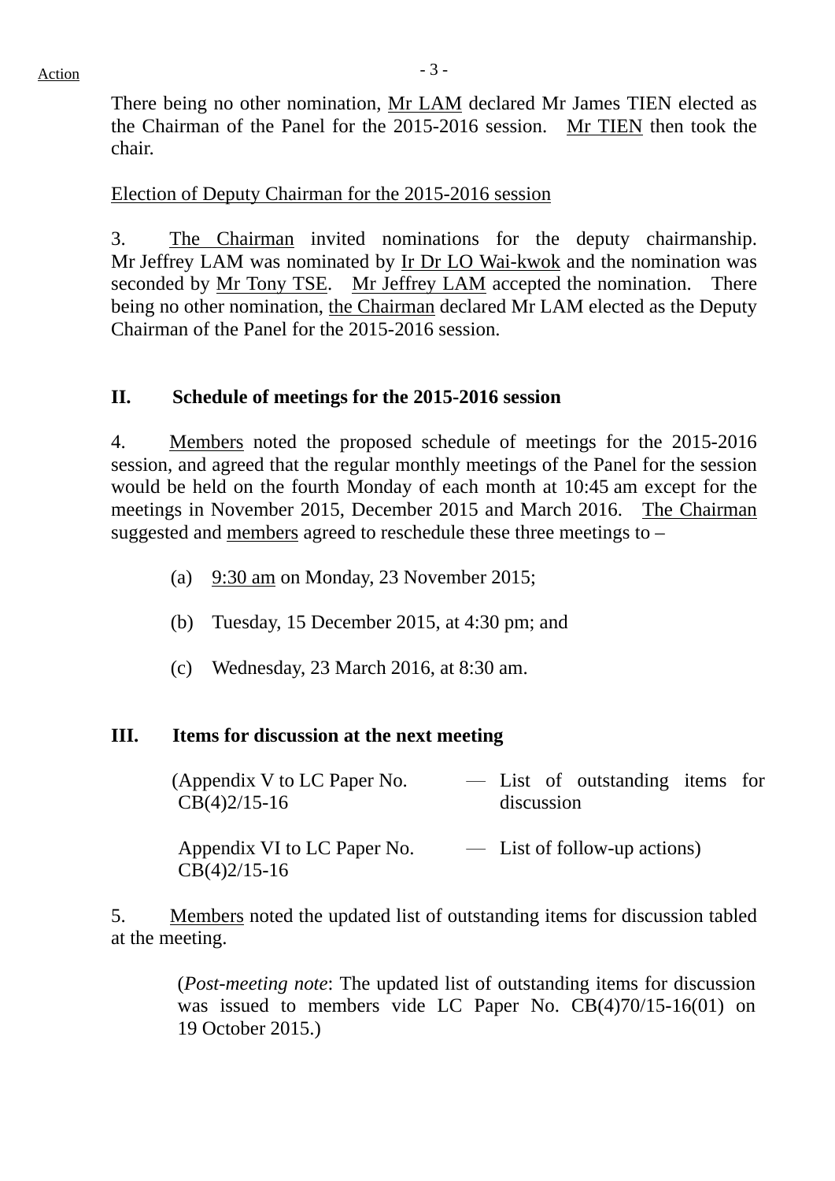There being no other nomination, Mr LAM declared Mr James TIEN elected as the Chairman of the Panel for the 2015-2016 session. Mr TIEN then took the chair.

Election of Deputy Chairman for the 2015-2016 session

3. The Chairman invited nominations for the deputy chairmanship. Mr Jeffrey LAM was nominated by Ir Dr LO Wai-kwok and the nomination was seconded by Mr Tony TSE. Mr Jeffrey LAM accepted the nomination. There being no other nomination, the Chairman declared Mr LAM elected as the Deputy Chairman of the Panel for the 2015-2016 session.

## II. Schedule of meetings for the 2015-2016 session

4. Members noted the proposed schedule of meetings for the 2015-2016 session, and agreed that the regular monthly meetings of the Panel for the session would be held on the fourth Monday of each month at 10:45 am except for the meetings in November 2015, December 2015 and March 2016. The Chairman suggested and members agreed to reschedule these three meetings to –

(a) 9:30 am on Monday, 23 November 2015;

(b) Tuesday, 15 December 2015, at 4:30 pm; and

(c) Wednesday, 23 March 2016, at 8:30 am.

## III. Items for discussion at the next meeting

(Appendix V to LC Paper No. CB(4)2/15-16 — List of outstanding items for discussion

Appendix VI to LC Paper No. CB(4)2/15-16 — List of follow-up actions)

5. Members noted the updated list of outstanding items for discussion tabled at the meeting.

(*Post-meeting note*: The updated list of outstanding items for discussion was issued to members vide LC Paper No. CB(4)70/15-16(01) on 19 October 2015.)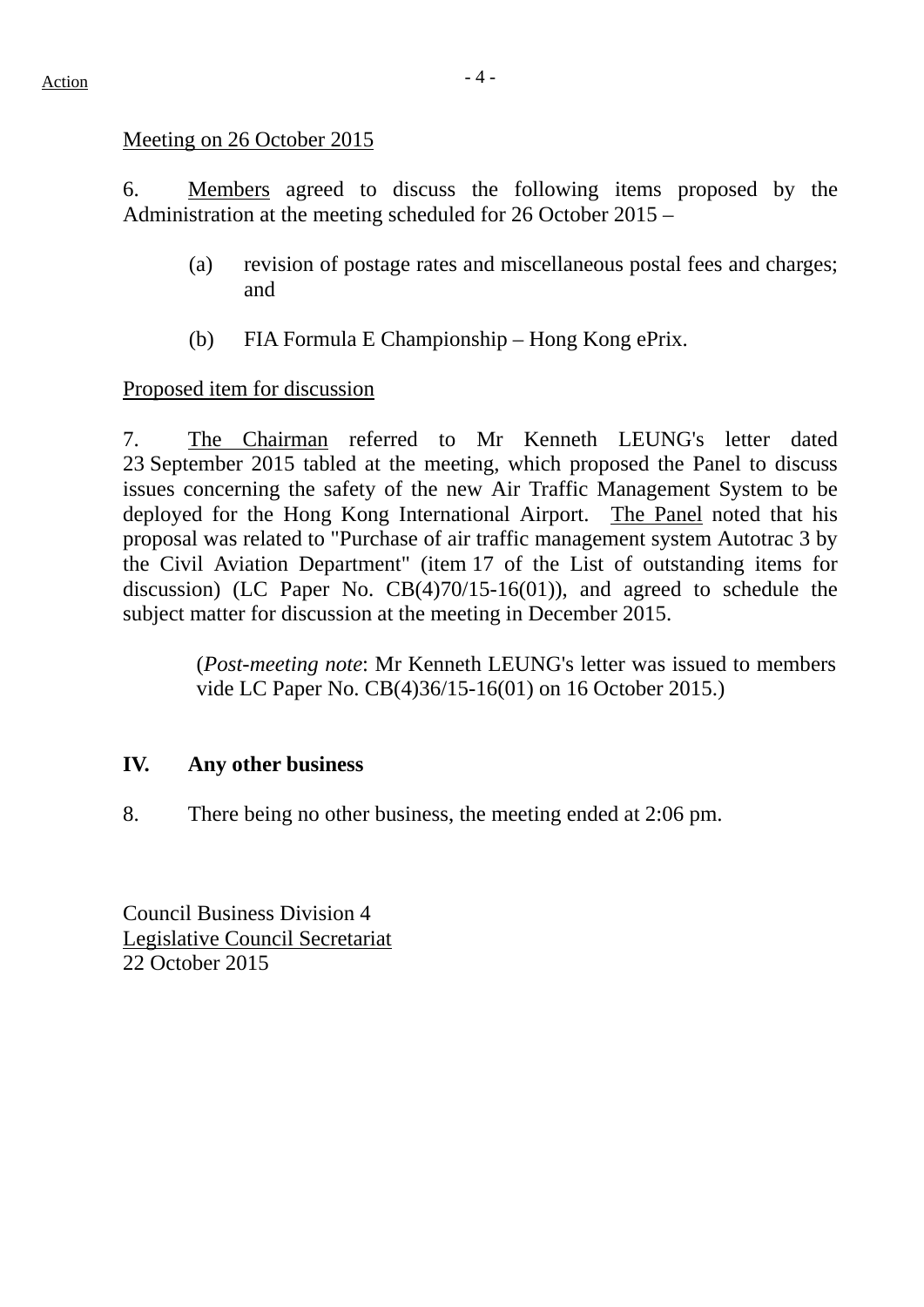Action

Meeting on 26 October 2015

6. Members agreed to discuss the following items proposed by the Administration at the meeting scheduled for 26 October 2015 –

(a) revision of postage rates and miscellaneous postal fees and charges; and

(b) FIA Formula E Championship – Hong Kong ePrix.

Proposed item for discussion

7. The Chairman referred to Mr Kenneth LEUNG's letter dated 23 September 2015 tabled at the meeting, which proposed the Panel to discuss issues concerning the safety of the new Air Traffic Management System to be deployed for the Hong Kong International Airport. The Panel noted that his proposal was related to "Purchase of air traffic management system Autotrac 3 by the Civil Aviation Department" (item 17 of the List of outstanding items for discussion) (LC Paper No. CB(4)70/15-16(01)), and agreed to schedule the subject matter for discussion at the meeting in December 2015.

> (*Post-meeting note*: Mr Kenneth LEUNG's letter was issued to members vide LC Paper No. CB(4)36/15-16(01) on 16 October 2015.)

**IV. Any other business**

8. There being no other business, the meeting ended at 2:06 pm.

Council Business Division 4
Legislative Council Secretariat
22 October 2015